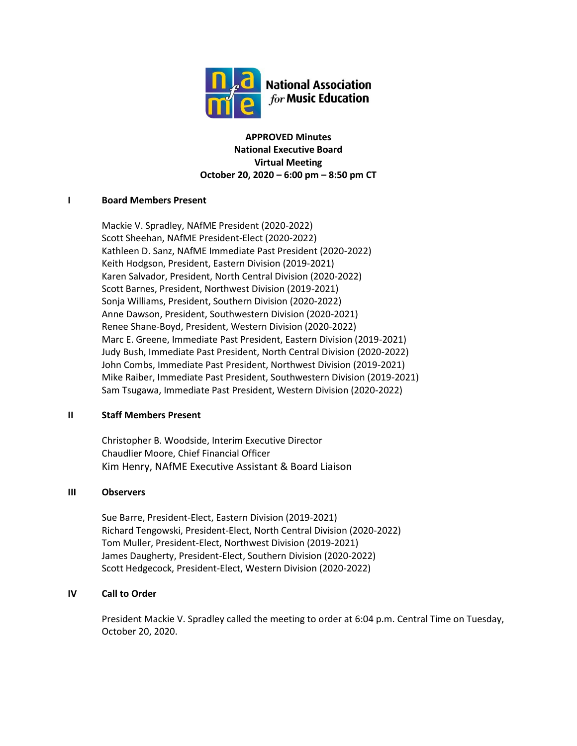**National Association for Music Education**

**APPROVED Minutes**
**National Executive Board**
**Virtual Meeting**
**October 20, 2020 – 6:00 pm – 8:50 pm CT**

## I Board Members Present

Mackie V. Spradley, NAfME President (2020-2022)
Scott Sheehan, NAfME President-Elect (2020-2022)
Kathleen D. Sanz, NAfME Immediate Past President (2020-2022)
Keith Hodgson, President, Eastern Division (2019-2021)
Karen Salvador, President, North Central Division (2020-2022)
Scott Barnes, President, Northwest Division (2019-2021)
Sonja Williams, President, Southern Division (2020-2022)
Anne Dawson, President, Southwestern Division (2020-2021)
Renee Shane-Boyd, President, Western Division (2020-2022)
Marc E. Greene, Immediate Past President, Eastern Division (2019-2021)
Judy Bush, Immediate Past President, North Central Division (2020-2022)
John Combs, Immediate Past President, Northwest Division (2019-2021)
Mike Raiber, Immediate Past President, Southwestern Division (2019-2021)
Sam Tsugawa, Immediate Past President, Western Division (2020-2022)

## II Staff Members Present

Christopher B. Woodside, Interim Executive Director
Chaudlier Moore, Chief Financial Officer
Kim Henry, NAfME Executive Assistant & Board Liaison

## III Observers

Sue Barre, President-Elect, Eastern Division (2019-2021)
Richard Tengowski, President-Elect, North Central Division (2020-2022)
Tom Muller, President-Elect, Northwest Division (2019-2021)
James Daugherty, President-Elect, Southern Division (2020-2022)
Scott Hedgecock, President-Elect, Western Division (2020-2022)

## IV Call to Order

President Mackie V. Spradley called the meeting to order at 6:04 p.m. Central Time on Tuesday, October 20, 2020.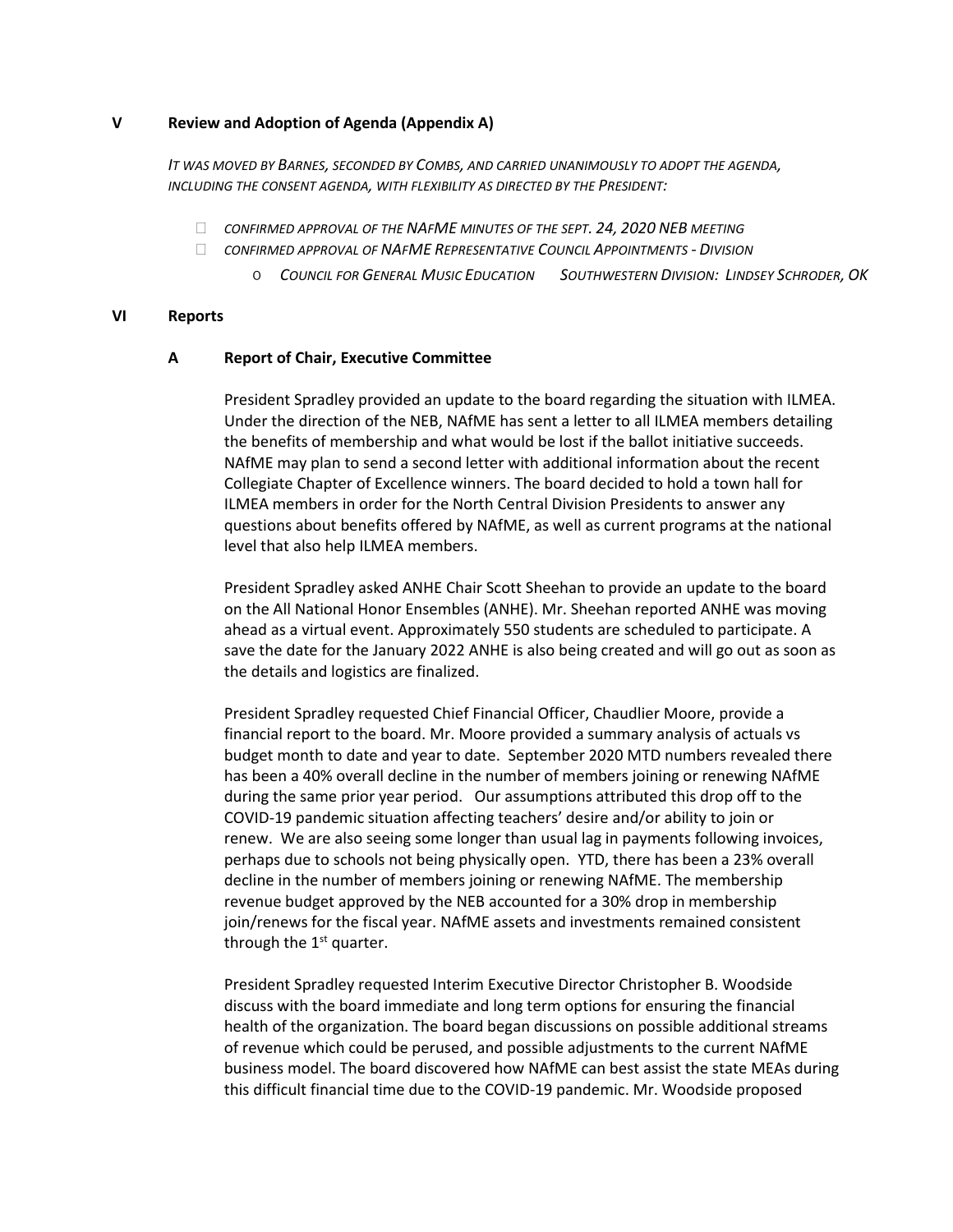## V Review and Adoption of Agenda (Appendix A)

*IT WAS MOVED BY BARNES, SECONDED BY COMBS, AND CARRIED UNANIMOUSLY TO ADOPT THE AGENDA, INCLUDING THE CONSENT AGENDA, WITH FLEXIBILITY AS DIRECTED BY THE PRESIDENT:*

- *CONFIRMED APPROVAL OF THE NAFME MINUTES OF THE SEPT. 24, 2020 NEB MEETING*
- *CONFIRMED APPROVAL OF NAFME REPRESENTATIVE COUNCIL APPOINTMENTS - DIVISION*
  - *COUNCIL FOR GENERAL MUSIC EDUCATION SOUTHWESTERN DIVISION: LINDSEY SCHRODER, OK*

## VI Reports

### A Report of Chair, Executive Committee

President Spradley provided an update to the board regarding the situation with ILMEA. Under the direction of the NEB, NAfME has sent a letter to all ILMEA members detailing the benefits of membership and what would be lost if the ballot initiative succeeds. NAfME may plan to send a second letter with additional information about the recent Collegiate Chapter of Excellence winners. The board decided to hold a town hall for ILMEA members in order for the North Central Division Presidents to answer any questions about benefits offered by NAfME, as well as current programs at the national level that also help ILMEA members.

President Spradley asked ANHE Chair Scott Sheehan to provide an update to the board on the All National Honor Ensembles (ANHE). Mr. Sheehan reported ANHE was moving ahead as a virtual event. Approximately 550 students are scheduled to participate. A save the date for the January 2022 ANHE is also being created and will go out as soon as the details and logistics are finalized.

President Spradley requested Chief Financial Officer, Chaudlier Moore, provide a financial report to the board. Mr. Moore provided a summary analysis of actuals vs budget month to date and year to date. September 2020 MTD numbers revealed there has been a 40% overall decline in the number of members joining or renewing NAfME during the same prior year period. Our assumptions attributed this drop off to the COVID-19 pandemic situation affecting teachers' desire and/or ability to join or renew. We are also seeing some longer than usual lag in payments following invoices, perhaps due to schools not being physically open. YTD, there has been a 23% overall decline in the number of members joining or renewing NAfME. The membership revenue budget approved by the NEB accounted for a 30% drop in membership join/renews for the fiscal year. NAfME assets and investments remained consistent through the 1st quarter.

President Spradley requested Interim Executive Director Christopher B. Woodside discuss with the board immediate and long term options for ensuring the financial health of the organization. The board began discussions on possible additional streams of revenue which could be perused, and possible adjustments to the current NAfME business model. The board discovered how NAfME can best assist the state MEAs during this difficult financial time due to the COVID-19 pandemic. Mr. Woodside proposed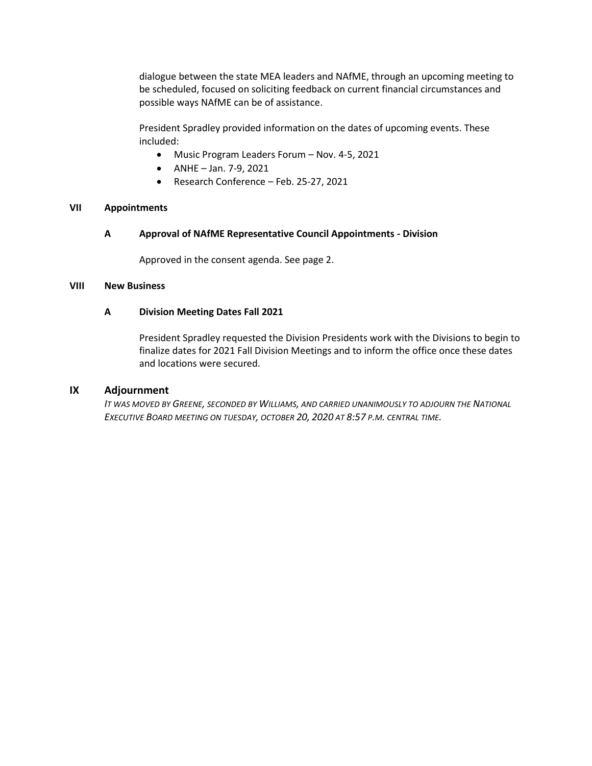dialogue between the state MEA leaders and NAfME, through an upcoming meeting to be scheduled, focused on soliciting feedback on current financial circumstances and possible ways NAfME can be of assistance.

President Spradley provided information on the dates of upcoming events. These included:

- Music Program Leaders Forum – Nov. 4-5, 2021
- ANHE – Jan. 7-9, 2021
- Research Conference – Feb. 25-27, 2021

### VII Appointments

#### A Approval of NAfME Representative Council Appointments - Division

Approved in the consent agenda. See page 2.

### VIII New Business

#### A Division Meeting Dates Fall 2021

President Spradley requested the Division Presidents work with the Divisions to begin to finalize dates for 2021 Fall Division Meetings and to inform the office once these dates and locations were secured.

## IX Adjournment

*IT WAS MOVED BY GREENE, SECONDED BY WILLIAMS, AND CARRIED UNANIMOUSLY TO ADJOURN THE NATIONAL EXECUTIVE BOARD MEETING ON TUESDAY, OCTOBER 20, 2020 AT 8:57 P.M. CENTRAL TIME.*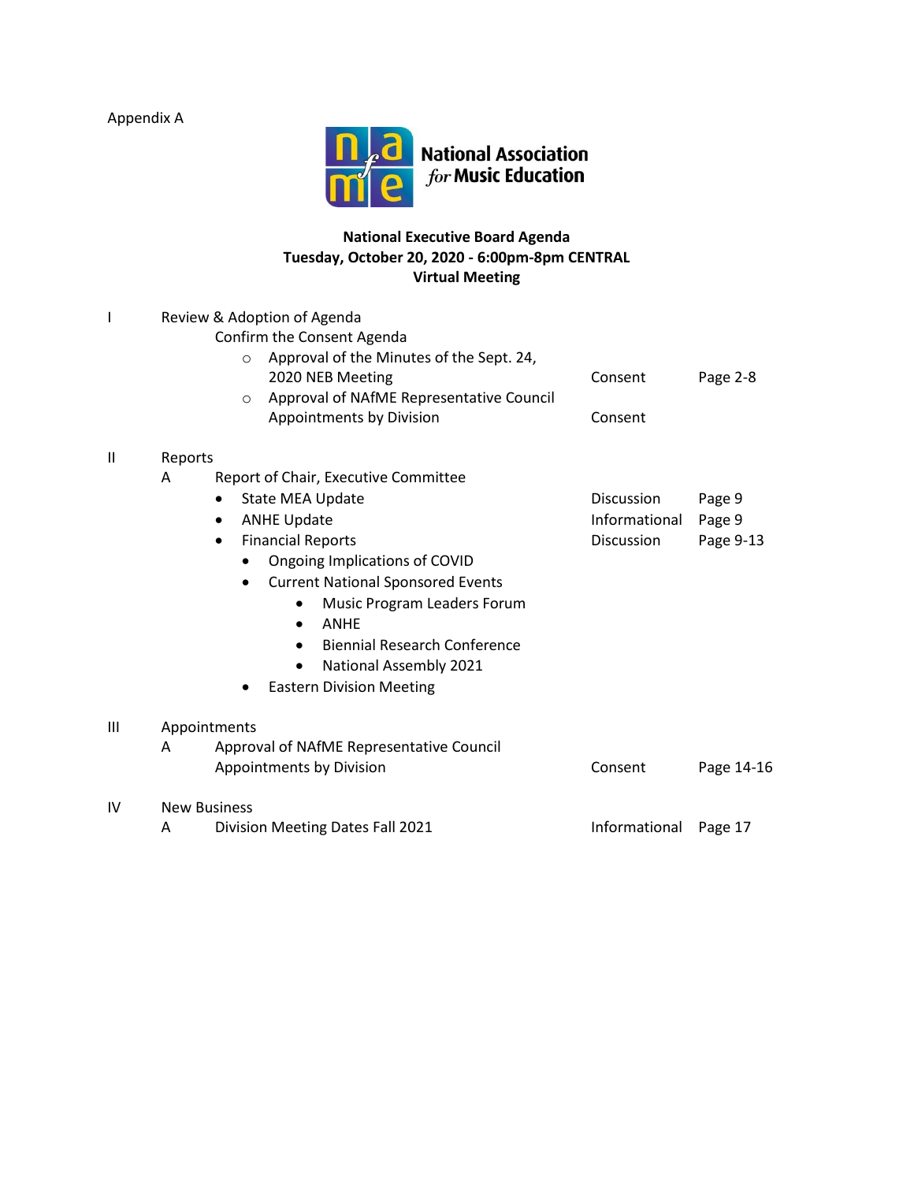Appendix A

National Association *for* Music Education

**National Executive Board Agenda**
**Tuesday, October 20, 2020 - 6:00pm-8pm CENTRAL**
**Virtual Meeting**

| | | | |
|---|---|---|---|
| I | Review & Adoption of Agenda | | |
| | Confirm the Consent Agenda | | |
| | ○ Approval of the Minutes of the Sept. 24, 2020 NEB Meeting | Consent | Page 2-8 |
| | ○ Approval of NAfME Representative Council Appointments by Division | Consent | |
| II | Reports | | |
| | A Report of Chair, Executive Committee | | |
| | • State MEA Update | Discussion | Page 9 |
| | • ANHE Update | Informational | Page 9 |
| | • Financial Reports | Discussion | Page 9-13 |
| | • Ongoing Implications of COVID | | |
| | • Current National Sponsored Events | | |
| | • Music Program Leaders Forum | | |
| | • ANHE | | |
| | • Biennial Research Conference | | |
| | • National Assembly 2021 | | |
| | • Eastern Division Meeting | | |
| III | Appointments | | |
| | A Approval of NAfME Representative Council Appointments by Division | Consent | Page 14-16 |
| IV | New Business | | |
| | A Division Meeting Dates Fall 2021 | Informational | Page 17 |